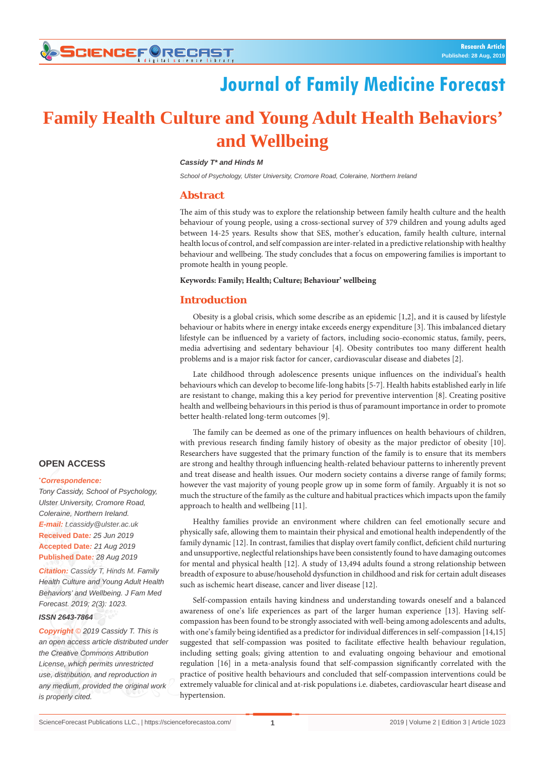Research Article
Published: 28 Aug, 2019

# Journal of Family Medicine Forecast

# Family Health Culture and Young Adult Health Behaviors' and Wellbeing

***Cassidy T\* and Hinds M***

*School of Psychology, Ulster University, Cromore Road, Coleraine, Northern Ireland*

## Abstract

The aim of this study was to explore the relationship between family health culture and the health behaviour of young people, using a cross-sectional survey of 379 children and young adults aged between 14-25 years. Results show that SES, mother's education, family health culture, internal health locus of control, and self compassion are inter-related in a predictive relationship with healthy behaviour and wellbeing. The study concludes that a focus on empowering families is important to promote health in young people.

**Keywords: Family; Health; Culture; Behaviour' wellbeing**

## Introduction

Obesity is a global crisis, which some describe as an epidemic [1,2], and it is caused by lifestyle behaviour or habits where in energy intake exceeds energy expenditure [3]. This imbalanced dietary lifestyle can be influenced by a variety of factors, including socio-economic status, family, peers, media advertising and sedentary behaviour [4]. Obesity contributes too many different health problems and is a major risk factor for cancer, cardiovascular disease and diabetes [2].

Late childhood through adolescence presents unique influences on the individual's health behaviours which can develop to become life-long habits [5-7]. Health habits established early in life are resistant to change, making this a key period for preventive intervention [8]. Creating positive health and wellbeing behaviours in this period is thus of paramount importance in order to promote better health-related long-term outcomes [9].

The family can be deemed as one of the primary influences on health behaviours of children, with previous research finding family history of obesity as the major predictor of obesity [10]. Researchers have suggested that the primary function of the family is to ensure that its members are strong and healthy through influencing health-related behaviour patterns to inherently prevent and treat disease and health issues. Our modern society contains a diverse range of family forms; however the vast majority of young people grow up in some form of family. Arguably it is not so much the structure of the family as the culture and habitual practices which impacts upon the family approach to health and wellbeing [11].

Healthy families provide an environment where children can feel emotionally secure and physically safe, allowing them to maintain their physical and emotional health independently of the family dynamic [12]. In contrast, families that display overt family conflict, deficient child nurturing and unsupportive, neglectful relationships have been consistently found to have damaging outcomes for mental and physical health [12]. A study of 13,494 adults found a strong relationship between breadth of exposure to abuse/household dysfunction in childhood and risk for certain adult diseases such as ischemic heart disease, cancer and liver disease [12].

Self-compassion entails having kindness and understanding towards oneself and a balanced awareness of one's life experiences as part of the larger human experience [13]. Having self-compassion has been found to be strongly associated with well-being among adolescents and adults, with one's family being identified as a predictor for individual differences in self-compassion [14,15] suggested that self-compassion was posited to facilitate effective health behaviour regulation, including setting goals; giving attention to and evaluating ongoing behaviour and emotional regulation [16] in a meta-analysis found that self-compassion significantly correlated with the practice of positive health behaviours and concluded that self-compassion interventions could be extremely valuable for clinical and at-risk populations i.e. diabetes, cardiovascular heart disease and hypertension.

**OPEN ACCESS**

***\*Correspondence:***
*Tony Cassidy, School of Psychology, Ulster University, Cromore Road, Coleraine, Northern Ireland.*
***E-mail:*** *t.cassidy@ulster.ac.uk*
***Received Date:*** *25 Jun 2019*
***Accepted Date:*** *21 Aug 2019*
***Published Date:*** *28 Aug 2019*

***Citation:*** *Cassidy T, Hinds M. Family Health Culture and Young Adult Health Behaviors' and Wellbeing. J Fam Med Forecast. 2019; 2(3): 1023.*

***ISSN 2643-7864***

***Copyright ©*** *2019 Cassidy T. This is an open access article distributed under the Creative Commons Attribution License, which permits unrestricted use, distribution, and reproduction in any medium, provided the original work is properly cited.*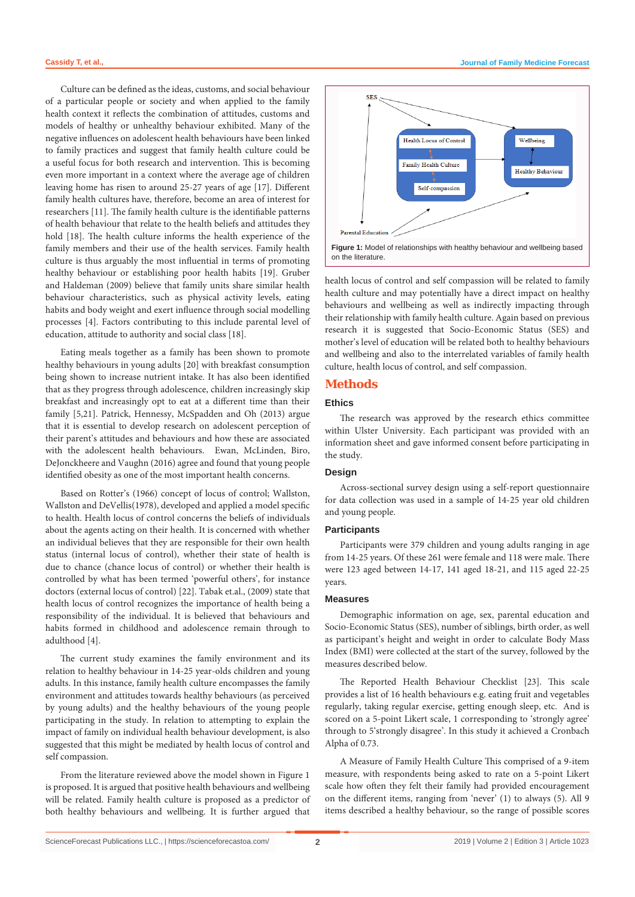Culture can be defined as the ideas, customs, and social behaviour of a particular people or society and when applied to the family health context it reflects the combination of attitudes, customs and models of healthy or unhealthy behaviour exhibited. Many of the negative influences on adolescent health behaviours have been linked to family practices and suggest that family health culture could be a useful focus for both research and intervention. This is becoming even more important in a context where the average age of children leaving home has risen to around 25-27 years of age [17]. Different family health cultures have, therefore, become an area of interest for researchers [11]. The family health culture is the identifiable patterns of health behaviour that relate to the health beliefs and attitudes they hold [18]. The health culture informs the health experience of the family members and their use of the health services. Family health culture is thus arguably the most influential in terms of promoting healthy behaviour or establishing poor health habits [19]. Gruber and Haldeman (2009) believe that family units share similar health behaviour characteristics, such as physical activity levels, eating habits and body weight and exert influence through social modelling processes [4]. Factors contributing to this include parental level of education, attitude to authority and social class [18].

Eating meals together as a family has been shown to promote healthy behaviours in young adults [20] with breakfast consumption being shown to increase nutrient intake. It has also been identified that as they progress through adolescence, children increasingly skip breakfast and increasingly opt to eat at a different time than their family [5,21]. Patrick, Hennessy, McSpadden and Oh (2013) argue that it is essential to develop research on adolescent perception of their parent's attitudes and behaviours and how these are associated with the adolescent health behaviours. Ewan, McLinden, Biro, DeJonckheere and Vaughn (2016) agree and found that young people identified obesity as one of the most important health concerns.

Based on Rotter's (1966) concept of locus of control; Wallston, Wallston and DeVellis(1978), developed and applied a model specific to health. Health locus of control concerns the beliefs of individuals about the agents acting on their health. It is concerned with whether an individual believes that they are responsible for their own health status (internal locus of control), whether their state of health is due to chance (chance locus of control) or whether their health is controlled by what has been termed 'powerful others', for instance doctors (external locus of control) [22]. Tabak et.al., (2009) state that health locus of control recognizes the importance of health being a responsibility of the individual. It is believed that behaviours and habits formed in childhood and adolescence remain through to adulthood [4].

The current study examines the family environment and its relation to healthy behaviour in 14-25 year-olds children and young adults. In this instance, family health culture encompasses the family environment and attitudes towards healthy behaviours (as perceived by young adults) and the healthy behaviours of the young people participating in the study. In relation to attempting to explain the impact of family on individual health behaviour development, is also suggested that this might be mediated by health locus of control and self compassion.

From the literature reviewed above the model shown in Figure 1 is proposed. It is argued that positive health behaviours and wellbeing will be related. Family health culture is proposed as a predictor of both healthy behaviours and wellbeing. It is further argued that health locus of control and self compassion will be related to family health culture and may potentially have a direct impact on healthy behaviours and wellbeing as well as indirectly impacting through their relationship with family health culture. Again based on previous research it is suggested that Socio-Economic Status (SES) and mother's level of education will be related both to healthy behaviours and wellbeing and also to the interrelated variables of family health culture, health locus of control, and self compassion.

SES, Health Locus of Control, Family Health Culture, Self-compassion, Wellbeing, Healthy Behaviour, Parental Education

**Figure 1:** Model of relationships with healthy behaviour and wellbeing based on the literature.

## Methods

### Ethics

The research was approved by the research ethics committee within Ulster University. Each participant was provided with an information sheet and gave informed consent before participating in the study.

### Design

Across-sectional survey design using a self-report questionnaire for data collection was used in a sample of 14-25 year old children and young people.

### Participants

Participants were 379 children and young adults ranging in age from 14-25 years. Of these 261 were female and 118 were male. There were 123 aged between 14-17, 141 aged 18-21, and 115 aged 22-25 years.

### Measures

Demographic information on age, sex, parental education and Socio-Economic Status (SES), number of siblings, birth order, as well as participant's height and weight in order to calculate Body Mass Index (BMI) were collected at the start of the survey, followed by the measures described below.

The Reported Health Behaviour Checklist [23]. This scale provides a list of 16 health behaviours e.g. eating fruit and vegetables regularly, taking regular exercise, getting enough sleep, etc. And is scored on a 5-point Likert scale, 1 corresponding to 'strongly agree' through to 5'strongly disagree'. In this study it achieved a Cronbach Alpha of 0.73.

A Measure of Family Health Culture This comprised of a 9-item measure, with respondents being asked to rate on a 5-point Likert scale how often they felt their family had provided encouragement on the different items, ranging from 'never' (1) to always (5). All 9 items described a healthy behaviour, so the range of possible scores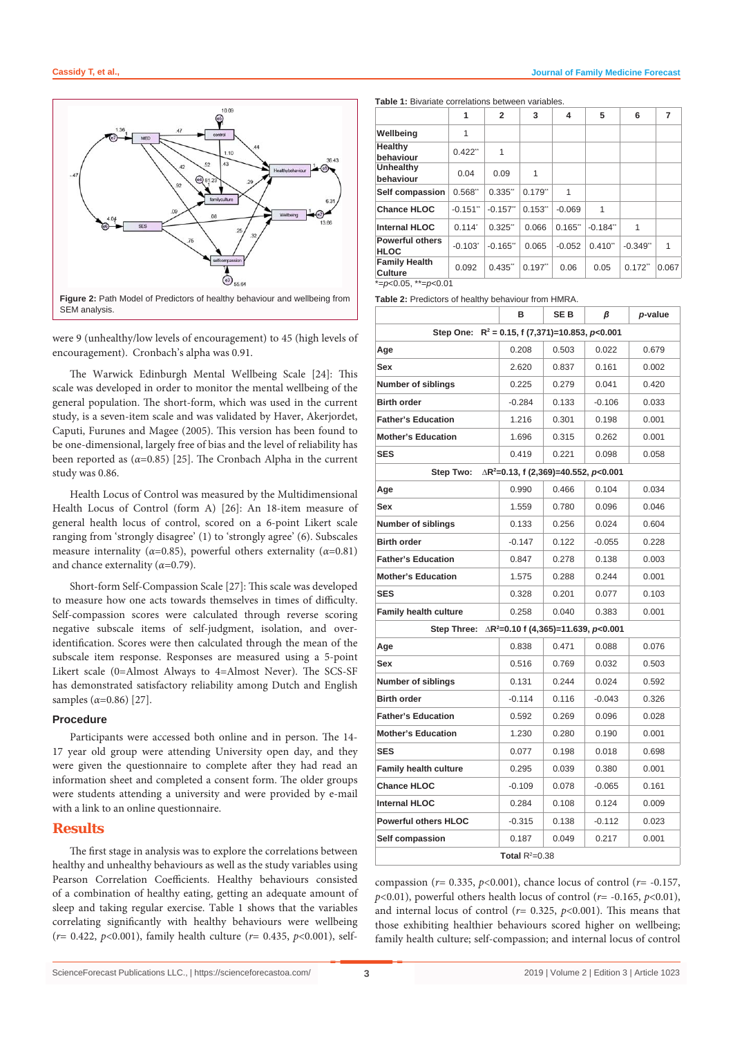Figure 2: Path Model of Predictors of healthy behaviour and wellbeing from SEM analysis.

were 9 (unhealthy/low levels of encouragement) to 45 (high levels of encouragement). Cronbach's alpha was 0.91.

The Warwick Edinburgh Mental Wellbeing Scale [24]: This scale was developed in order to monitor the mental wellbeing of the general population. The short-form, which was used in the current study, is a seven-item scale and was validated by Haver, Akerjordet, Caputi, Furunes and Magee (2005). This version has been found to be one-dimensional, largely free of bias and the level of reliability has been reported as ($\alpha$=0.85) [25]. The Cronbach Alpha in the current study was 0.86.

Health Locus of Control was measured by the Multidimensional Health Locus of Control (form A) [26]: An 18-item measure of general health locus of control, scored on a 6-point Likert scale ranging from 'strongly disagree' (1) to 'strongly agree' (6). Subscales measure internality ($\alpha$=0.85), powerful others externality ($\alpha$=0.81) and chance externality ($\alpha$=0.79).

Short-form Self-Compassion Scale [27]: This scale was developed to measure how one acts towards themselves in times of difficulty. Self-compassion scores were calculated through reverse scoring negative subscale items of self-judgment, isolation, and over-identification. Scores were then calculated through the mean of the subscale item response. Responses are measured using a 5-point Likert scale (0=Almost Always to 4=Almost Never). The SCS-SF has demonstrated satisfactory reliability among Dutch and English samples ($\alpha$=0.86) [27].

### Procedure

Participants were accessed both online and in person. The 14-17 year old group were attending University open day, and they were given the questionnaire to complete after they had read an information sheet and completed a consent form. The older groups were students attending a university and were provided by e-mail with a link to an online questionnaire.

## Results

The first stage in analysis was to explore the correlations between healthy and unhealthy behaviours as well as the study variables using Pearson Correlation Coefficients. Healthy behaviours consisted of a combination of healthy eating, getting an adequate amount of sleep and taking regular exercise. Table 1 shows that the variables correlating significantly with healthy behaviours were wellbeing ($r$= 0.422, $p$<0.001), family health culture ($r$= 0.435, $p$<0.001), self-compassion ($r$= 0.335, $p$<0.001), chance locus of control ($r$= -0.157, $p$<0.01), powerful others health locus of control ($r$= -0.165, $p$<0.01), and internal locus of control ($r$= 0.325, $p$<0.001). This means that those exhibiting healthier behaviours scored higher on wellbeing; family health culture; self-compassion; and internal locus of control

**Table 1:** Bivariate correlations between variables.

| | 1 | 2 | 3 | 4 | 5 | 6 | 7 |
|---|---|---|---|---|---|---|---|
| **Wellbeing** | 1 | | | | | | |
| **Healthy behaviour** | 0.422** | 1 | | | | | |
| **Unhealthy behaviour** | 0.04 | 0.09 | 1 | | | | |
| **Self compassion** | 0.568** | 0.335** | 0.179** | 1 | | | |
| **Chance HLOC** | -0.151** | -0.157** | 0.153** | -0.069 | 1 | | |
| **Internal HLOC** | 0.114* | 0.325** | 0.066 | 0.165** | -0.184** | 1 | |
| **Powerful others HLOC** | -0.103* | -0.165** | 0.065 | -0.052 | 0.410** | -0.349** | 1 |
| **Family Health Culture** | 0.092 | 0.435** | 0.197** | 0.06 | 0.05 | 0.172** | 0.067 |

*=$p$<0.05, **=$p$<0.01

**Table 2:** Predictors of healthy behaviour from HMRA.

| | B | SE B | $\beta$ | $p$-value |
|---|---|---|---|---|
| **Step One: $R^2$ = 0.15, f (7,371)=10.853, $p$<0.001** | | | | |
| **Age** | 0.208 | 0.503 | 0.022 | 0.679 |
| **Sex** | 2.620 | 0.837 | 0.161 | 0.002 |
| **Number of siblings** | 0.225 | 0.279 | 0.041 | 0.420 |
| **Birth order** | -0.284 | 0.133 | -0.106 | 0.033 |
| **Father's Education** | 1.216 | 0.301 | 0.198 | 0.001 |
| **Mother's Education** | 1.696 | 0.315 | 0.262 | 0.001 |
| **SES** | 0.419 | 0.221 | 0.098 | 0.058 |
| **Step Two: $\Delta R^2$=0.13, f (2,369)=40.552, $p$<0.001** | | | | |
| **Age** | 0.990 | 0.466 | 0.104 | 0.034 |
| **Sex** | 1.559 | 0.780 | 0.096 | 0.046 |
| **Number of siblings** | 0.133 | 0.256 | 0.024 | 0.604 |
| **Birth order** | -0.147 | 0.122 | -0.055 | 0.228 |
| **Father's Education** | 0.847 | 0.278 | 0.138 | 0.003 |
| **Mother's Education** | 1.575 | 0.288 | 0.244 | 0.001 |
| **SES** | 0.328 | 0.201 | 0.077 | 0.103 |
| **Family health culture** | 0.258 | 0.040 | 0.383 | 0.001 |
| **Step Three: $\Delta R^2$=0.10 f (4,365)=11.639, $p$<0.001** | | | | |
| **Age** | 0.838 | 0.471 | 0.088 | 0.076 |
| **Sex** | 0.516 | 0.769 | 0.032 | 0.503 |
| **Number of siblings** | 0.131 | 0.244 | 0.024 | 0.592 |
| **Birth order** | -0.114 | 0.116 | -0.043 | 0.326 |
| **Father's Education** | 0.592 | 0.269 | 0.096 | 0.028 |
| **Mother's Education** | 1.230 | 0.280 | 0.190 | 0.001 |
| **SES** | 0.077 | 0.198 | 0.018 | 0.698 |
| **Family health culture** | 0.295 | 0.039 | 0.380 | 0.001 |
| **Chance HLOC** | -0.109 | 0.078 | -0.065 | 0.161 |
| **Internal HLOC** | 0.284 | 0.108 | 0.124 | 0.009 |
| **Powerful others HLOC** | -0.315 | 0.138 | -0.112 | 0.023 |
| **Self compassion** | 0.187 | 0.049 | 0.217 | 0.001 |
| **Total $R^2$=0.38** | | | | |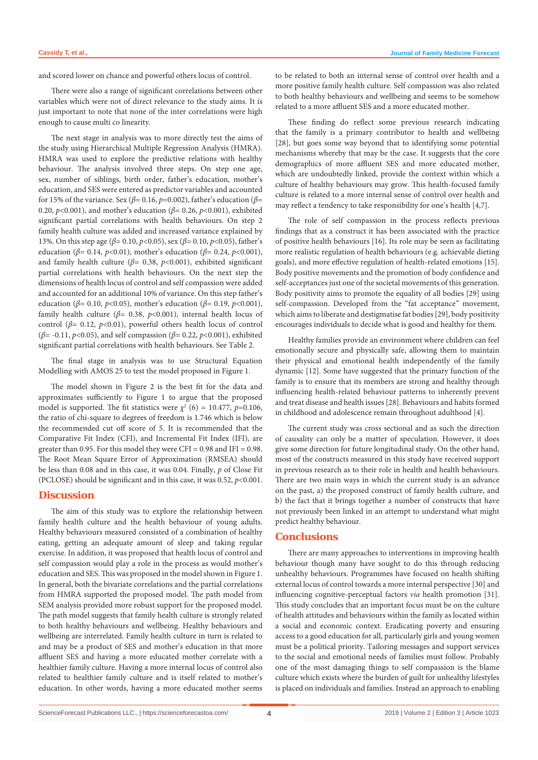and scored lower on chance and powerful others locus of control.

There were also a range of significant correlations between other variables which were not of direct relevance to the study aims. It is just important to note that none of the inter correlations were high enough to cause multi co linearity.

The next stage in analysis was to more directly test the aims of the study using Hierarchical Multiple Regression Analysis (HMRA). HMRA was used to explore the predictive relations with healthy behaviour. The analysis involved three steps. On step one age, sex, number of siblings, birth order, father's education, mother's education, and SES were entered as predictor variables and accounted for 15% of the variance. Sex ($\beta$= 0.16, $p$=0.002), father's education ($\beta$= 0.20, $p$<0.001), and mother's education ($\beta$= 0.26, $p$<0.001), exhibited significant partial correlations with health behaviours. On step 2 family health culture was added and increased variance explained by 13%. On this step age ($\beta$= 0.10, $p$<0.05), sex ($\beta$= 0.10, $p$<0.05), father's education ($\beta$= 0.14, $p$<0.01), mother's education ($\beta$= 0.24, $p$<0.001), and family health culture ($\beta$= 0.38, $p$<0.001), exhibited significant partial correlations with health behaviours. On the next step the dimensions of health locus of control and self compassion were added and accounted for an additional 10% of variance. On this step father's education ($\beta$= 0.10, $p$<0.05), mother's education ($\beta$= 0.19, $p$<0.001), family health culture ($\beta$= 0.38, $p$<0.001), internal health locus of control ($\beta$= 0.12, $p$<0.01), powerful others health locus of control ($\beta$= -0.11, $p$<0.05), and self compassion ($\beta$= 0.22, $p$<0.001), exhibited significant partial correlations with health behaviours. See Table 2.

The final stage in analysis was to use Structural Equation Modelling with AMOS 25 to test the model proposed in Figure 1.

The model shown in Figure 2 is the best fit for the data and approximates sufficiently to Figure 1 to argue that the proposed model is supported. The fit statistics were $\chi^2$ (6) = 10.477, $p$=0.106, the ratio of chi-square to degrees of freedom is 1.746 which is below the recommended cut off score of 5. It is recommended that the Comparative Fit Index (CFI), and Incremental Fit Index (IFI), are greater than 0.95. For this model they were CFI = 0.98 and IFI = 0.98. The Root Mean Square Error of Approximation (RMSEA) should be less than 0.08 and in this case, it was 0.04. Finally, $p$ of Close Fit (PCLOSE) should be significant and in this case, it was 0.52, $p$<0.001.

## Discussion

The aim of this study was to explore the relationship between family health culture and the health behaviour of young adults. Healthy behaviours measured consisted of a combination of healthy eating, getting an adequate amount of sleep and taking regular exercise. In addition, it was proposed that health locus of control and self compassion would play a role in the process as would mother's education and SES. This was proposed in the model shown in Figure 1. In general, both the bivariate correlations and the partial correlations from HMRA supported the proposed model. The path model from SEM analysis provided more robust support for the proposed model. The path model suggests that family health culture is strongly related to both healthy behaviours and wellbeing. Healthy behaviours and wellbeing are interrelated. Family health culture in turn is related to and may be a product of SES and mother's education in that more affluent SES and having a more educated mother correlate with a healthier family culture. Having a more internal locus of control also related to healthier family culture and is itself related to mother's education. In other words, having a more educated mother seems to be related to both an internal sense of control over health and a more positive family health culture. Self compassion was also related to both healthy behaviours and wellbeing and seems to be somehow related to a more affluent SES and a more educated mother.

These finding do reflect some previous research indicating that the family is a primary contributor to health and wellbeing [28], but goes some way beyond that to identifying some potential mechanisms whereby that may be the case. It suggests that the core demographics of more affluent SES and more educated mother, which are undoubtedly linked, provide the context within which a culture of healthy behaviours may grow. This health-focused family culture is related to a more internal sense of control over health and may reflect a tendency to take responsibility for one's health [4,7].

The role of self compassion in the process reflects previous findings that as a construct it has been associated with the practice of positive health behaviours [16]. Its role may be seen as facilitating more realistic regulation of health behaviours (e.g. achievable dieting goals), and more effective regulation of health-related emotions [15]. Body positive movements and the promotion of body confidence and self-acceptances just one of the societal movements of this generation. Body positivity aims to promote the equality of all bodies [29] using self-compassion. Developed from the "fat acceptance" movement, which aims to liberate and destigmatise fat bodies [29], body positivity encourages individuals to decide what is good and healthy for them.

Healthy families provide an environment where children can feel emotionally secure and physically safe, allowing them to maintain their physical and emotional health independently of the family dynamic [12]. Some have suggested that the primary function of the family is to ensure that its members are strong and healthy through influencing health-related behaviour patterns to inherently prevent and treat disease and health issues [28]. Behaviours and habits formed in childhood and adolescence remain throughout adulthood [4].

The current study was cross sectional and as such the direction of causality can only be a matter of speculation. However, it does give some direction for future longitudinal study. On the other hand, most of the constructs measured in this study have received support in previous research as to their role in health and health behaviours. There are two main ways in which the current study is an advance on the past, a) the proposed construct of family health culture, and b) the fact that it brings together a number of constructs that have not previously been linked in an attempt to understand what might predict healthy behaviour.

## Conclusions

There are many approaches to interventions in improving health behaviour though many have sought to do this through reducing unhealthy behaviours. Programmes have focused on health shifting external locus of control towards a more internal perspective [30] and influencing cognitive-perceptual factors *via* health promotion [31]. This study concludes that an important focus must be on the culture of health attitudes and behaviours within the family as located within a social and economic context. Eradicating poverty and ensuring access to a good education for all, particularly girls and young women must be a political priority. Tailoring messages and support services to the social and emotional needs of families must follow. Probably one of the most damaging things to self compassion is the blame culture which exists where the burden of guilt for unhealthy lifestyles is placed on individuals and families. Instead an approach to enabling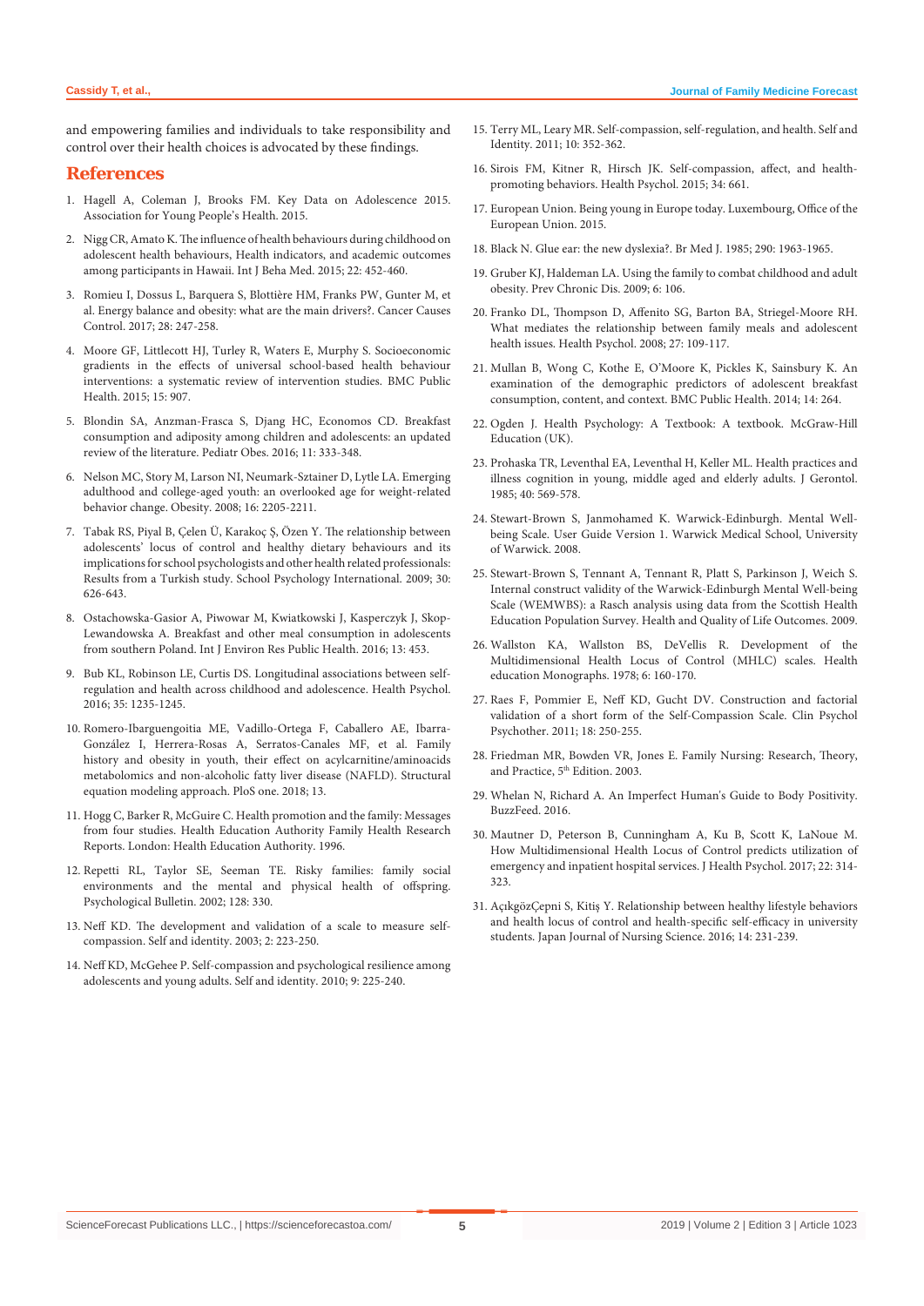and empowering families and individuals to take responsibility and control over their health choices is advocated by these findings.

## References

1. Hagell A, Coleman J, Brooks FM. Key Data on Adolescence 2015. Association for Young People's Health. 2015.

2. Nigg CR, Amato K. The influence of health behaviours during childhood on adolescent health behaviours, Health indicators, and academic outcomes among participants in Hawaii. Int J Beha Med. 2015; 22: 452-460.

3. Romieu I, Dossus L, Barquera S, Blottière HM, Franks PW, Gunter M, et al. Energy balance and obesity: what are the main drivers?. Cancer Causes Control. 2017; 28: 247-258.

4. Moore GF, Littlecott HJ, Turley R, Waters E, Murphy S. Socioeconomic gradients in the effects of universal school-based health behaviour interventions: a systematic review of intervention studies. BMC Public Health. 2015; 15: 907.

5. Blondin SA, Anzman-Frasca S, Djang HC, Economos CD. Breakfast consumption and adiposity among children and adolescents: an updated review of the literature. Pediatr Obes. 2016; 11: 333-348.

6. Nelson MC, Story M, Larson NI, Neumark-Sztainer D, Lytle LA. Emerging adulthood and college-aged youth: an overlooked age for weight-related behavior change. Obesity. 2008; 16: 2205-2211.

7. Tabak RS, Piyal B, Çelen Ü, Karakoç Ş, Özen Y. The relationship between adolescents' locus of control and healthy dietary behaviours and its implications for school psychologists and other health related professionals: Results from a Turkish study. School Psychology International. 2009; 30: 626-643.

8. Ostachowska-Gasior A, Piwowar M, Kwiatkowski J, Kasperczyk J, Skop-Lewandowska A. Breakfast and other meal consumption in adolescents from southern Poland. Int J Environ Res Public Health. 2016; 13: 453.

9. Bub KL, Robinson LE, Curtis DS. Longitudinal associations between self-regulation and health across childhood and adolescence. Health Psychol. 2016; 35: 1235-1245.

10. Romero-Ibarguengoitia ME, Vadillo-Ortega F, Caballero AE, Ibarra-González I, Herrera-Rosas A, Serratos-Canales MF, et al. Family history and obesity in youth, their effect on acylcarnitine/aminoacids metabolomics and non-alcoholic fatty liver disease (NAFLD). Structural equation modeling approach. PloS one. 2018; 13.

11. Hogg C, Barker R, McGuire C. Health promotion and the family: Messages from four studies. Health Education Authority Family Health Research Reports. London: Health Education Authority. 1996.

12. Repetti RL, Taylor SE, Seeman TE. Risky families: family social environments and the mental and physical health of offspring. Psychological Bulletin. 2002; 128: 330.

13. Neff KD. The development and validation of a scale to measure self-compassion. Self and identity. 2003; 2: 223-250.

14. Neff KD, McGehee P. Self-compassion and psychological resilience among adolescents and young adults. Self and identity. 2010; 9: 225-240.

15. Terry ML, Leary MR. Self-compassion, self-regulation, and health. Self and Identity. 2011; 10: 352-362.

16. Sirois FM, Kitner R, Hirsch JK. Self-compassion, affect, and health-promoting behaviors. Health Psychol. 2015; 34: 661.

17. European Union. Being young in Europe today. Luxembourg, Office of the European Union. 2015.

18. Black N. Glue ear: the new dyslexia?. Br Med J. 1985; 290: 1963-1965.

19. Gruber KJ, Haldeman LA. Using the family to combat childhood and adult obesity. Prev Chronic Dis. 2009; 6: 106.

20. Franko DL, Thompson D, Affenito SG, Barton BA, Striegel-Moore RH. What mediates the relationship between family meals and adolescent health issues. Health Psychol. 2008; 27: 109-117.

21. Mullan B, Wong C, Kothe E, O'Moore K, Pickles K, Sainsbury K. An examination of the demographic predictors of adolescent breakfast consumption, content, and context. BMC Public Health. 2014; 14: 264.

22. Ogden J. Health Psychology: A Textbook: A textbook. McGraw-Hill Education (UK).

23. Prohaska TR, Leventhal EA, Leventhal H, Keller ML. Health practices and illness cognition in young, middle aged and elderly adults. J Gerontol. 1985; 40: 569-578.

24. Stewart-Brown S, Janmohamed K. Warwick-Edinburgh. Mental Well-being Scale. User Guide Version 1. Warwick Medical School, University of Warwick. 2008.

25. Stewart-Brown S, Tennant A, Tennant R, Platt S, Parkinson J, Weich S. Internal construct validity of the Warwick-Edinburgh Mental Well-being Scale (WEMWBS): a Rasch analysis using data from the Scottish Health Education Population Survey. Health and Quality of Life Outcomes. 2009.

26. Wallston KA, Wallston BS, DeVellis R. Development of the Multidimensional Health Locus of Control (MHLC) scales. Health education Monographs. 1978; 6: 160-170.

27. Raes F, Pommier E, Neff KD, Gucht DV. Construction and factorial validation of a short form of the Self-Compassion Scale. Clin Psychol Psychother. 2011; 18: 250-255.

28. Friedman MR, Bowden VR, Jones E. Family Nursing: Research, Theory, and Practice, 5th Edition. 2003.

29. Whelan N, Richard A. An Imperfect Human's Guide to Body Positivity. BuzzFeed. 2016.

30. Mautner D, Peterson B, Cunningham A, Ku B, Scott K, LaNoue M. How Multidimensional Health Locus of Control predicts utilization of emergency and inpatient hospital services. J Health Psychol. 2017; 22: 314-323.

31. AçıkgözÇepni S, Kitiş Y. Relationship between healthy lifestyle behaviors and health locus of control and health-specific self-efficacy in university students. Japan Journal of Nursing Science. 2016; 14: 231-239.